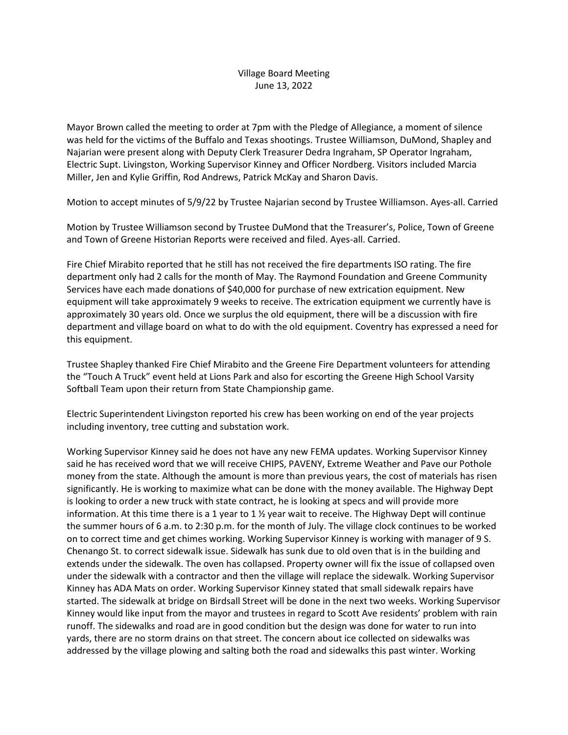# Village Board Meeting
## June 13, 2022

Mayor Brown called the meeting to order at 7pm with the Pledge of Allegiance, a moment of silence was held for the victims of the Buffalo and Texas shootings. Trustee Williamson, DuMond, Shapley and Najarian were present along with Deputy Clerk Treasurer Dedra Ingraham, SP Operator Ingraham, Electric Supt. Livingston, Working Supervisor Kinney and Officer Nordberg. Visitors included Marcia Miller, Jen and Kylie Griffin, Rod Andrews, Patrick McKay and Sharon Davis.

Motion to accept minutes of 5/9/22 by Trustee Najarian second by Trustee Williamson. Ayes-all. Carried

Motion by Trustee Williamson second by Trustee DuMond that the Treasurer's, Police, Town of Greene and Town of Greene Historian Reports were received and filed. Ayes-all. Carried.

Fire Chief Mirabito reported that he still has not received the fire departments ISO rating. The fire department only had 2 calls for the month of May. The Raymond Foundation and Greene Community Services have each made donations of $40,000 for purchase of new extrication equipment. New equipment will take approximately 9 weeks to receive. The extrication equipment we currently have is approximately 30 years old. Once we surplus the old equipment, there will be a discussion with fire department and village board on what to do with the old equipment. Coventry has expressed a need for this equipment.

Trustee Shapley thanked Fire Chief Mirabito and the Greene Fire Department volunteers for attending the "Touch A Truck" event held at Lions Park and also for escorting the Greene High School Varsity Softball Team upon their return from State Championship game.

Electric Superintendent Livingston reported his crew has been working on end of the year projects including inventory, tree cutting and substation work.

Working Supervisor Kinney said he does not have any new FEMA updates. Working Supervisor Kinney said he has received word that we will receive CHIPS, PAVENY, Extreme Weather and Pave our Pothole money from the state. Although the amount is more than previous years, the cost of materials has risen significantly. He is working to maximize what can be done with the money available. The Highway Dept is looking to order a new truck with state contract, he is looking at specs and will provide more information. At this time there is a 1 year to 1 ½ year wait to receive. The Highway Dept will continue the summer hours of 6 a.m. to 2:30 p.m. for the month of July. The village clock continues to be worked on to correct time and get chimes working. Working Supervisor Kinney is working with manager of 9 S. Chenango St. to correct sidewalk issue. Sidewalk has sunk due to old oven that is in the building and extends under the sidewalk. The oven has collapsed. Property owner will fix the issue of collapsed oven under the sidewalk with a contractor and then the village will replace the sidewalk. Working Supervisor Kinney has ADA Mats on order. Working Supervisor Kinney stated that small sidewalk repairs have started. The sidewalk at bridge on Birdsall Street will be done in the next two weeks. Working Supervisor Kinney would like input from the mayor and trustees in regard to Scott Ave residents' problem with rain runoff. The sidewalks and road are in good condition but the design was done for water to run into yards, there are no storm drains on that street. The concern about ice collected on sidewalks was addressed by the village plowing and salting both the road and sidewalks this past winter. Working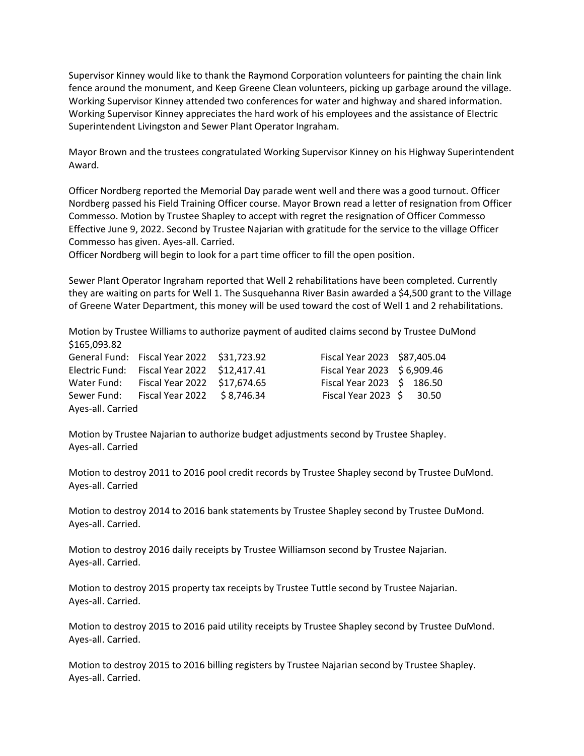Supervisor Kinney would like to thank the Raymond Corporation volunteers for painting the chain link fence around the monument, and Keep Greene Clean volunteers, picking up garbage around the village. Working Supervisor Kinney attended two conferences for water and highway and shared information. Working Supervisor Kinney appreciates the hard work of his employees and the assistance of Electric Superintendent Livingston and Sewer Plant Operator Ingraham.

Mayor Brown and the trustees congratulated Working Supervisor Kinney on his Highway Superintendent Award.

Officer Nordberg reported the Memorial Day parade went well and there was a good turnout. Officer Nordberg passed his Field Training Officer course. Mayor Brown read a letter of resignation from Officer Commesso. Motion by Trustee Shapley to accept with regret the resignation of Officer Commesso Effective June 9, 2022. Second by Trustee Najarian with gratitude for the service to the village Officer Commesso has given. Ayes-all. Carried.
Officer Nordberg will begin to look for a part time officer to fill the open position.

Sewer Plant Operator Ingraham reported that Well 2 rehabilitations have been completed. Currently they are waiting on parts for Well 1. The Susquehanna River Basin awarded a $4,500 grant to the Village of Greene Water Department, this money will be used toward the cost of Well 1 and 2 rehabilitations.

Motion by Trustee Williams to authorize payment of audited claims second by Trustee DuMond $165,093.82

| | | | | |
|---|---|---|---|---|
| General Fund: | Fiscal Year 2022 | $31,723.92 | Fiscal Year 2023 | $87,405.04 |
| Electric Fund: | Fiscal Year 2022 | $12,417.41 | Fiscal Year 2023 | $ 6,909.46 |
| Water Fund: | Fiscal Year 2022 | $17,674.65 | Fiscal Year 2023 | $ 186.50 |
| Sewer Fund: | Fiscal Year 2022 | $ 8,746.34 | Fiscal Year 2023 | $ 30.50 |

Ayes-all. Carried

Motion by Trustee Najarian to authorize budget adjustments second by Trustee Shapley.
Ayes-all. Carried

Motion to destroy 2011 to 2016 pool credit records by Trustee Shapley second by Trustee DuMond.
Ayes-all. Carried

Motion to destroy 2014 to 2016 bank statements by Trustee Shapley second by Trustee DuMond.
Ayes-all. Carried.

Motion to destroy 2016 daily receipts by Trustee Williamson second by Trustee Najarian.
Ayes-all. Carried.

Motion to destroy 2015 property tax receipts by Trustee Tuttle second by Trustee Najarian.
Ayes-all. Carried.

Motion to destroy 2015 to 2016 paid utility receipts by Trustee Shapley second by Trustee DuMond.
Ayes-all. Carried.

Motion to destroy 2015 to 2016 billing registers by Trustee Najarian second by Trustee Shapley.
Ayes-all. Carried.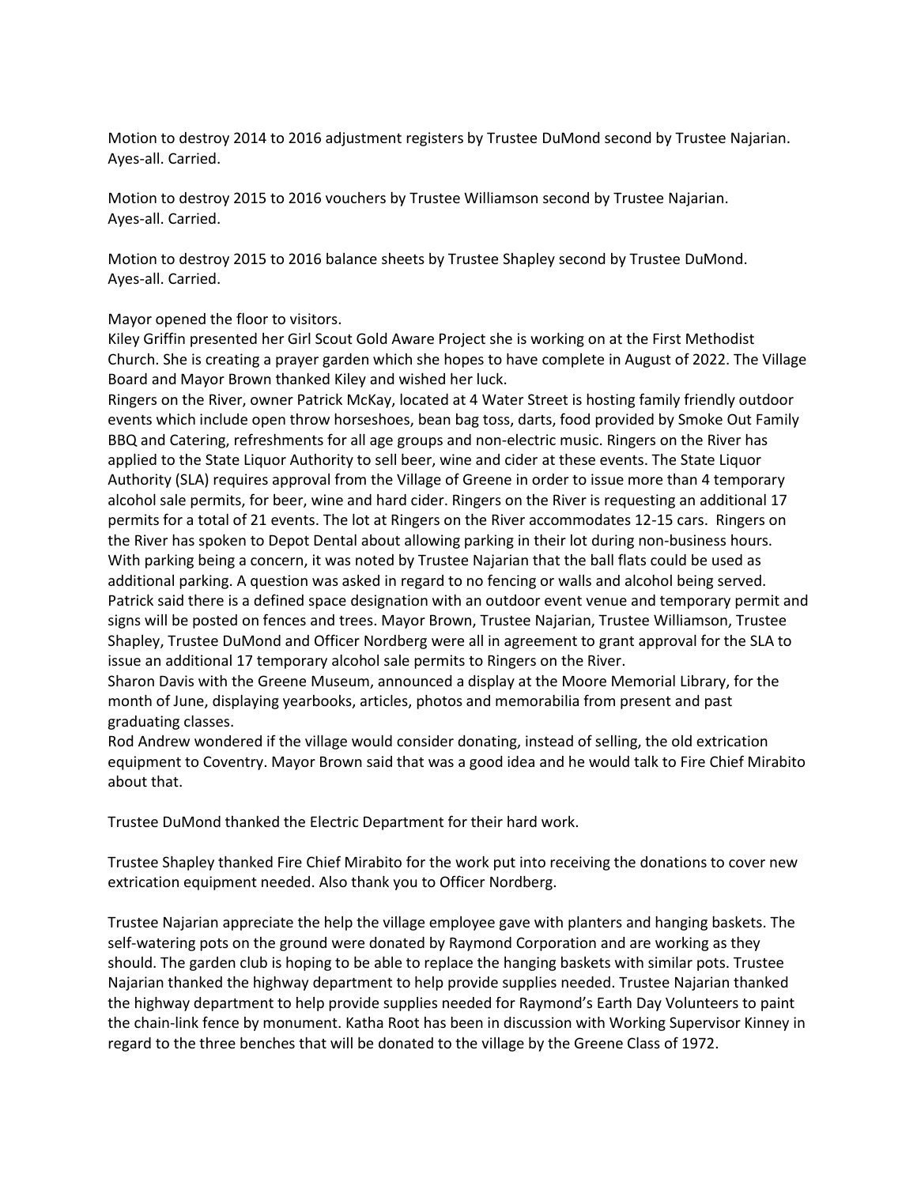Motion to destroy 2014 to 2016 adjustment registers by Trustee DuMond second by Trustee Najarian. Ayes-all. Carried.

Motion to destroy 2015 to 2016 vouchers by Trustee Williamson second by Trustee Najarian. Ayes-all. Carried.

Motion to destroy 2015 to 2016 balance sheets by Trustee Shapley second by Trustee DuMond. Ayes-all. Carried.

Mayor opened the floor to visitors.
Kiley Griffin presented her Girl Scout Gold Aware Project she is working on at the First Methodist Church. She is creating a prayer garden which she hopes to have complete in August of 2022. The Village Board and Mayor Brown thanked Kiley and wished her luck.
Ringers on the River, owner Patrick McKay, located at 4 Water Street is hosting family friendly outdoor events which include open throw horseshoes, bean bag toss, darts, food provided by Smoke Out Family BBQ and Catering, refreshments for all age groups and non-electric music. Ringers on the River has applied to the State Liquor Authority to sell beer, wine and cider at these events. The State Liquor Authority (SLA) requires approval from the Village of Greene in order to issue more than 4 temporary alcohol sale permits, for beer, wine and hard cider. Ringers on the River is requesting an additional 17 permits for a total of 21 events. The lot at Ringers on the River accommodates 12-15 cars. Ringers on the River has spoken to Depot Dental about allowing parking in their lot during non-business hours. With parking being a concern, it was noted by Trustee Najarian that the ball flats could be used as additional parking. A question was asked in regard to no fencing or walls and alcohol being served. Patrick said there is a defined space designation with an outdoor event venue and temporary permit and signs will be posted on fences and trees. Mayor Brown, Trustee Najarian, Trustee Williamson, Trustee Shapley, Trustee DuMond and Officer Nordberg were all in agreement to grant approval for the SLA to issue an additional 17 temporary alcohol sale permits to Ringers on the River.
Sharon Davis with the Greene Museum, announced a display at the Moore Memorial Library, for the month of June, displaying yearbooks, articles, photos and memorabilia from present and past graduating classes.
Rod Andrew wondered if the village would consider donating, instead of selling, the old extrication equipment to Coventry. Mayor Brown said that was a good idea and he would talk to Fire Chief Mirabito about that.

Trustee DuMond thanked the Electric Department for their hard work.

Trustee Shapley thanked Fire Chief Mirabito for the work put into receiving the donations to cover new extrication equipment needed. Also thank you to Officer Nordberg.

Trustee Najarian appreciate the help the village employee gave with planters and hanging baskets. The self-watering pots on the ground were donated by Raymond Corporation and are working as they should. The garden club is hoping to be able to replace the hanging baskets with similar pots. Trustee Najarian thanked the highway department to help provide supplies needed. Trustee Najarian thanked the highway department to help provide supplies needed for Raymond's Earth Day Volunteers to paint the chain-link fence by monument. Katha Root has been in discussion with Working Supervisor Kinney in regard to the three benches that will be donated to the village by the Greene Class of 1972.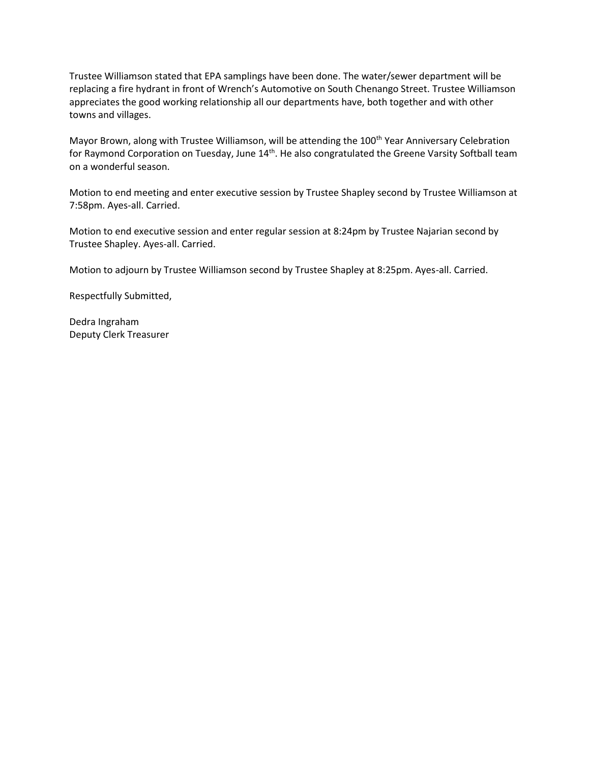Trustee Williamson stated that EPA samplings have been done. The water/sewer department will be replacing a fire hydrant in front of Wrench's Automotive on South Chenango Street. Trustee Williamson appreciates the good working relationship all our departments have, both together and with other towns and villages.

Mayor Brown, along with Trustee Williamson, will be attending the 100th Year Anniversary Celebration for Raymond Corporation on Tuesday, June 14th. He also congratulated the Greene Varsity Softball team on a wonderful season.

Motion to end meeting and enter executive session by Trustee Shapley second by Trustee Williamson at 7:58pm. Ayes-all. Carried.

Motion to end executive session and enter regular session at 8:24pm by Trustee Najarian second by Trustee Shapley. Ayes-all. Carried.

Motion to adjourn by Trustee Williamson second by Trustee Shapley at 8:25pm. Ayes-all. Carried.

Respectfully Submitted,

Dedra Ingraham
Deputy Clerk Treasurer